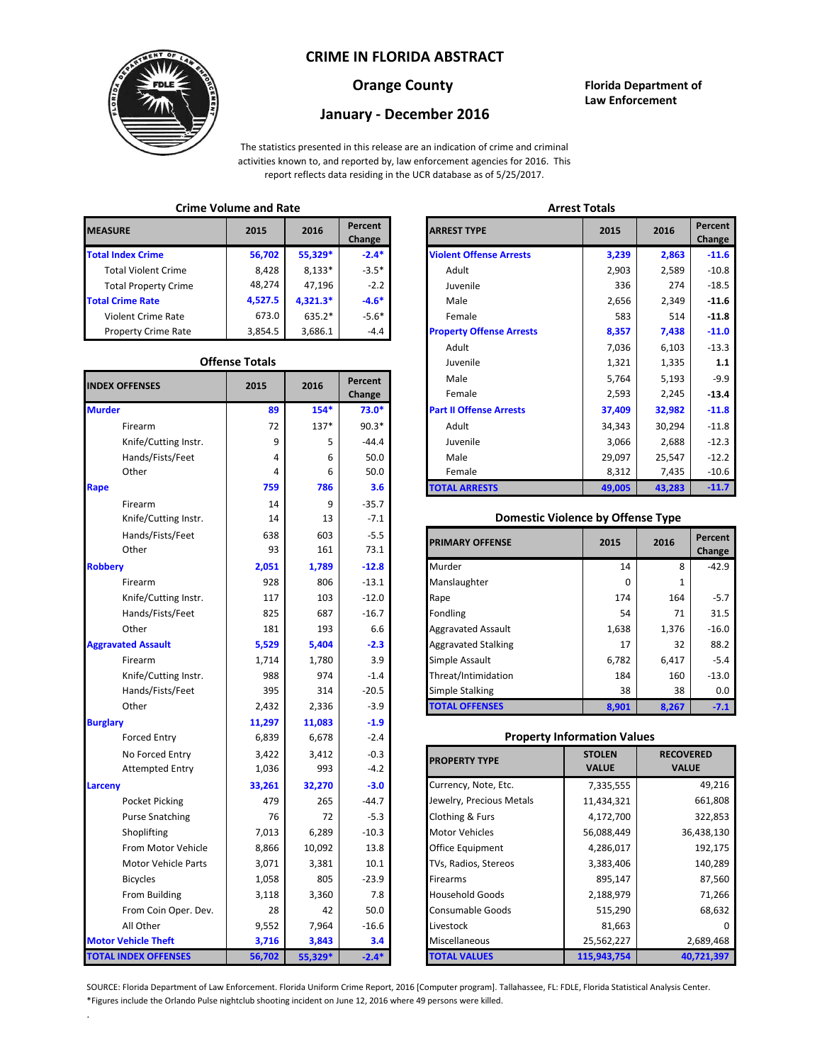# CRIME IN FLORIDA ABSTRACT

## Orange County

## January - December 2016

**Florida Department of Law Enforcement**

The statistics presented in this release are an indication of crime and criminal activities known to, and reported by, law enforcement agencies for 2016. This report reflects data residing in the UCR database as of 5/25/2017.

### Crime Volume and Rate

| MEASURE | 2015 | 2016 | Percent Change |
|---|---|---|---|
| **Total Index Crime** | **56,702** | **55,329*** | **-2.4*** |
| Total Violent Crime | 8,428 | 8,133* | -3.5* |
| Total Property Crime | 48,274 | 47,196 | -2.2 |
| **Total Crime Rate** | **4,527.5** | **4,321.3*** | **-4.6*** |
| Violent Crime Rate | 673.0 | 635.2* | -5.6* |
| Property Crime Rate | 3,854.5 | 3,686.1 | -4.4 |

### Offense Totals

| INDEX OFFENSES | 2015 | 2016 | Percent Change |
|---|---|---|---|
| **Murder** | **89** | **154*** | **73.0*** |
| Firearm | 72 | 137* | 90.3* |
| Knife/Cutting Instr. | 9 | 5 | -44.4 |
| Hands/Fists/Feet | 4 | 6 | 50.0 |
| Other | 4 | 6 | 50.0 |
| **Rape** | **759** | **786** | **3.6** |
| Firearm | 14 | 9 | -35.7 |
| Knife/Cutting Instr. | 14 | 13 | -7.1 |
| Hands/Fists/Feet | 638 | 603 | -5.5 |
| Other | 93 | 161 | 73.1 |
| **Robbery** | **2,051** | **1,789** | **-12.8** |
| Firearm | 928 | 806 | -13.1 |
| Knife/Cutting Instr. | 117 | 103 | -12.0 |
| Hands/Fists/Feet | 825 | 687 | -16.7 |
| Other | 181 | 193 | 6.6 |
| **Aggravated Assault** | **5,529** | **5,404** | **-2.3** |
| Firearm | 1,714 | 1,780 | 3.9 |
| Knife/Cutting Instr. | 988 | 974 | -1.4 |
| Hands/Fists/Feet | 395 | 314 | -20.5 |
| Other | 2,432 | 2,336 | -3.9 |
| **Burglary** | **11,297** | **11,083** | **-1.9** |
| Forced Entry | 6,839 | 6,678 | -2.4 |
| No Forced Entry | 3,422 | 3,412 | -0.3 |
| Attempted Entry | 1,036 | 993 | -4.2 |
| **Larceny** | **33,261** | **32,270** | **-3.0** |
| Pocket Picking | 479 | 265 | -44.7 |
| Purse Snatching | 76 | 72 | -5.3 |
| Shoplifting | 7,013 | 6,289 | -10.3 |
| From Motor Vehicle | 8,866 | 10,092 | 13.8 |
| Motor Vehicle Parts | 3,071 | 3,381 | 10.1 |
| Bicycles | 1,058 | 805 | -23.9 |
| From Building | 3,118 | 3,360 | 7.8 |
| From Coin Oper. Dev. | 28 | 42 | 50.0 |
| All Other | 9,552 | 7,964 | -16.6 |
| **Motor Vehicle Theft** | **3,716** | **3,843** | **3.4** |
| **TOTAL INDEX OFFENSES** | **56,702** | **55,329*** | **-2.4*** |

### Arrest Totals

| ARREST TYPE | 2015 | 2016 | Percent Change |
|---|---|---|---|
| **Violent Offense Arrests** | **3,239** | **2,863** | **-11.6** |
| Adult | 2,903 | 2,589 | -10.8 |
| Juvenile | 336 | 274 | -18.5 |
| Male | 2,656 | 2,349 | **-11.6** |
| Female | 583 | 514 | **-11.8** |
| **Property Offense Arrests** | **8,357** | **7,438** | **-11.0** |
| Adult | 7,036 | 6,103 | -13.3 |
| Juvenile | 1,321 | 1,335 | **1.1** |
| Male | 5,764 | 5,193 | -9.9 |
| Female | 2,593 | 2,245 | **-13.4** |
| **Part II Offense Arrests** | **37,409** | **32,982** | **-11.8** |
| Adult | 34,343 | 30,294 | -11.8 |
| Juvenile | 3,066 | 2,688 | -12.3 |
| Male | 29,097 | 25,547 | -12.2 |
| Female | 8,312 | 7,435 | -10.6 |
| **TOTAL ARRESTS** | **49,005** | **43,283** | **-11.7** |

### Domestic Violence by Offense Type

| PRIMARY OFFENSE | 2015 | 2016 | Percent Change |
|---|---|---|---|
| Murder | 14 | 8 | -42.9 |
| Manslaughter | 0 | 1 | |
| Rape | 174 | 164 | -5.7 |
| Fondling | 54 | 71 | 31.5 |
| Aggravated Assault | 1,638 | 1,376 | -16.0 |
| Aggravated Stalking | 17 | 32 | 88.2 |
| Simple Assault | 6,782 | 6,417 | -5.4 |
| Threat/Intimidation | 184 | 160 | -13.0 |
| Simple Stalking | 38 | 38 | 0.0 |
| **TOTAL OFFENSES** | **8,901** | **8,267** | **-7.1** |

### Property Information Values

| PROPERTY TYPE | STOLEN VALUE | RECOVERED VALUE |
|---|---|---|
| Currency, Note, Etc. | 7,335,555 | 49,216 |
| Jewelry, Precious Metals | 11,434,321 | 661,808 |
| Clothing & Furs | 4,172,700 | 322,853 |
| Motor Vehicles | 56,088,449 | 36,438,130 |
| Office Equipment | 4,286,017 | 192,175 |
| TVs, Radios, Stereos | 3,383,406 | 140,289 |
| Firearms | 895,147 | 87,560 |
| Household Goods | 2,188,979 | 71,266 |
| Consumable Goods | 515,290 | 68,632 |
| Livestock | 81,663 | 0 |
| Miscellaneous | 25,562,227 | 2,689,468 |
| **TOTAL VALUES** | **115,943,754** | **40,721,397** |

SOURCE: Florida Department of Law Enforcement. Florida Uniform Crime Report, 2016 [Computer program]. Tallahassee, FL: FDLE, Florida Statistical Analysis Center.

*Figures include the Orlando Pulse nightclub shooting incident on June 12, 2016 where 49 persons were killed.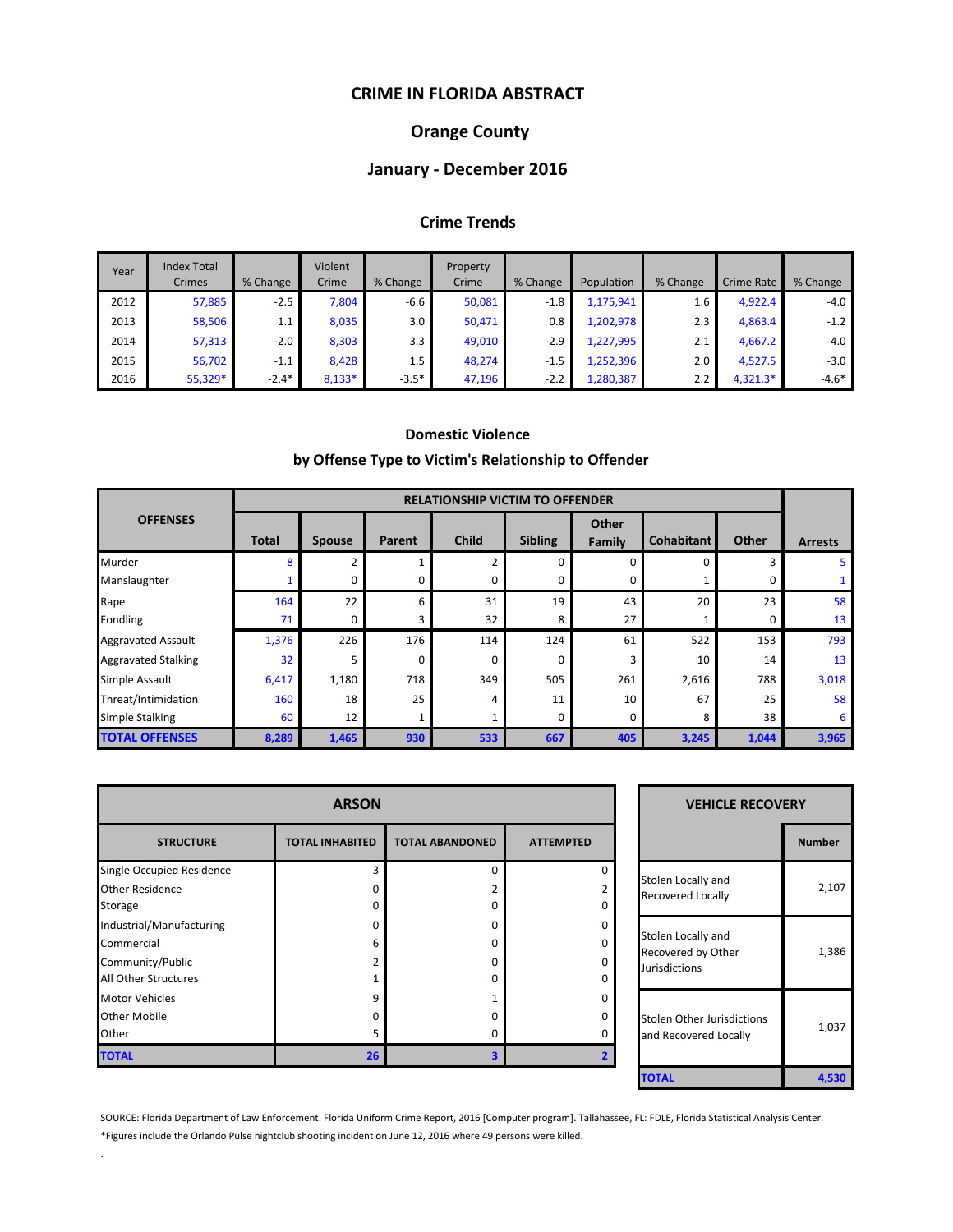# CRIME IN FLORIDA ABSTRACT

## Orange County

## January - December 2016

### Crime Trends

| Year | Index Total Crimes | % Change | Violent Crime | % Change | Property Crime | % Change | Population | % Change | Crime Rate | % Change |
|---|---|---|---|---|---|---|---|---|---|---|
| 2012 | 57,885 | -2.5 | 7,804 | -6.6 | 50,081 | -1.8 | 1,175,941 | 1.6 | 4,922.4 | -4.0 |
| 2013 | 58,506 | 1.1 | 8,035 | 3.0 | 50,471 | 0.8 | 1,202,978 | 2.3 | 4,863.4 | -1.2 |
| 2014 | 57,313 | -2.0 | 8,303 | 3.3 | 49,010 | -2.9 | 1,227,995 | 2.1 | 4,667.2 | -4.0 |
| 2015 | 56,702 | -1.1 | 8,428 | 1.5 | 48,274 | -1.5 | 1,252,396 | 2.0 | 4,527.5 | -3.0 |
| 2016 | 55,329* | -2.4* | 8,133* | -3.5* | 47,196 | -2.2 | 1,280,387 | 2.2 | 4,321.3* | -4.6* |

### Domestic Violence
### by Offense Type to Victim's Relationship to Offender

| OFFENSES | RELATIONSHIP VICTIM TO OFFENDER | | | | | | | | Arrests |
|---|---|---|---|---|---|---|---|---|---|
| | Total | Spouse | Parent | Child | Sibling | Other Family | Cohabitant | Other | |
| Murder | 8 | 2 | 1 | 2 | 0 | 0 | 0 | 3 | 5 |
| Manslaughter | 1 | 0 | 0 | 0 | 0 | 0 | 1 | 0 | 1 |
| Rape | 164 | 22 | 6 | 31 | 19 | 43 | 20 | 23 | 58 |
| Fondling | 71 | 0 | 3 | 32 | 8 | 27 | 1 | 0 | 13 |
| Aggravated Assault | 1,376 | 226 | 176 | 114 | 124 | 61 | 522 | 153 | 793 |
| Aggravated Stalking | 32 | 5 | 0 | 0 | 0 | 3 | 10 | 14 | 13 |
| Simple Assault | 6,417 | 1,180 | 718 | 349 | 505 | 261 | 2,616 | 788 | 3,018 |
| Threat/Intimidation | 160 | 18 | 25 | 4 | 11 | 10 | 67 | 25 | 58 |
| Simple Stalking | 60 | 12 | 1 | 1 | 0 | 0 | 8 | 38 | 6 |
| **TOTAL OFFENSES** | **8,289** | **1,465** | **930** | **533** | **667** | **405** | **3,245** | **1,044** | **3,965** |

| ARSON | | | |
|---|---|---|---|
| STRUCTURE | TOTAL INHABITED | TOTAL ABANDONED | ATTEMPTED |
| Single Occupied Residence | 3 | 0 | 0 |
| Other Residence | 0 | 2 | 2 |
| Storage | 0 | 0 | 0 |
| Industrial/Manufacturing | 0 | 0 | 0 |
| Commercial | 6 | 0 | 0 |
| Community/Public | 2 | 0 | 0 |
| All Other Structures | 1 | 0 | 0 |
| Motor Vehicles | 9 | 1 | 0 |
| Other Mobile | 0 | 0 | 0 |
| Other | 5 | 0 | 0 |
| **TOTAL** | **26** | **3** | **2** |

| VEHICLE RECOVERY | Number |
|---|---|
| Stolen Locally and Recovered Locally | 2,107 |
| Stolen Locally and Recovered by Other Jurisdictions | 1,386 |
| Stolen Other Jurisdictions and Recovered Locally | 1,037 |
| **TOTAL** | **4,530** |

SOURCE: Florida Department of Law Enforcement. Florida Uniform Crime Report, 2016 [Computer program]. Tallahassee, FL: FDLE, Florida Statistical Analysis Center.

*Figures include the Orlando Pulse nightclub shooting incident on June 12, 2016 where 49 persons were killed.